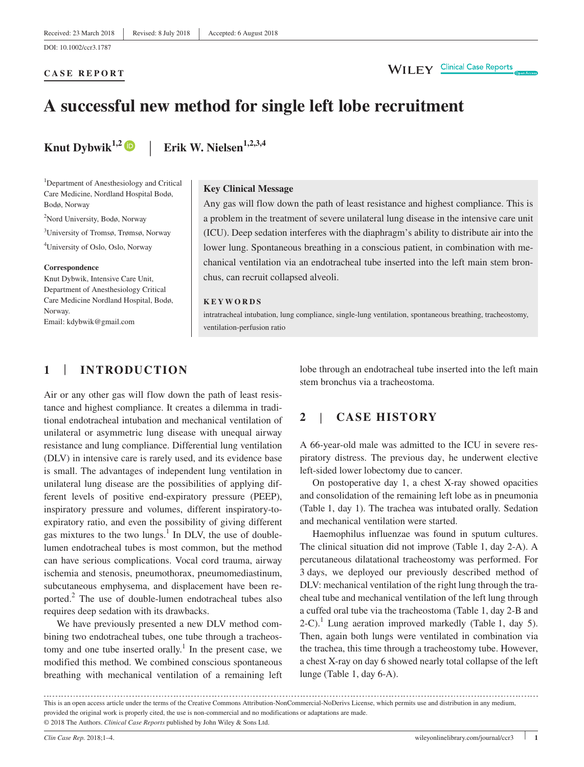Received: 23 March 2018 | Revised: 8 July 2018 | Accepted: 6 August 2018

DOI: 10.1002/ccr3.1787

**CASE REPORT**

# A successful new method for single left lobe recruitment

**Knut Dybwik**[1,2] | **Erik W. Nielsen**[1,2,3,4]

[1]Department of Anesthesiology and Critical Care Medicine, Nordland Hospital Bodø, Bodø, Norway

[2]Nord University, Bodø, Norway

[3]University of Tromsø, Trømsø, Norway

[4]University of Oslo, Oslo, Norway

**Correspondence**
Knut Dybwik, Intensive Care Unit, Department of Anesthesiology Critical Care Medicine Nordland Hospital, Bodø, Norway.
Email: kdybwik@gmail.com

**Key Clinical Message**

Any gas will flow down the path of least resistance and highest compliance. This is a problem in the treatment of severe unilateral lung disease in the intensive care unit (ICU). Deep sedation interferes with the diaphragm's ability to distribute air into the lower lung. Spontaneous breathing in a conscious patient, in combination with mechanical ventilation via an endotracheal tube inserted into the left main stem bronchus, can recruit collapsed alveoli.

**KEYWORDS**

intratracheal intubation, lung compliance, single-lung ventilation, spontaneous breathing, tracheostomy, ventilation-perfusion ratio

## 1 | INTRODUCTION

Air or any other gas will flow down the path of least resistance and highest compliance. It creates a dilemma in traditional endotracheal intubation and mechanical ventilation of unilateral or asymmetric lung disease with unequal airway resistance and lung compliance. Differential lung ventilation (DLV) in intensive care is rarely used, and its evidence base is small. The advantages of independent lung ventilation in unilateral lung disease are the possibilities of applying different levels of positive end-expiratory pressure (PEEP), inspiratory pressure and volumes, different inspiratory-to-expiratory ratio, and even the possibility of giving different gas mixtures to the two lungs.[1] In DLV, the use of double-lumen endotracheal tubes is most common, but the method can have serious complications. Vocal cord trauma, airway ischemia and stenosis, pneumothorax, pneumomediastinum, subcutaneous emphysema, and displacement have been reported.[2] The use of double-lumen endotracheal tubes also requires deep sedation with its drawbacks.

We have previously presented a new DLV method combining two endotracheal tubes, one tube through a tracheostomy and one tube inserted orally.[1] In the present case, we modified this method. We combined conscious spontaneous breathing with mechanical ventilation of a remaining left lobe through an endotracheal tube inserted into the left main stem bronchus via a tracheostoma.

## 2 | CASE HISTORY

A 66-year-old male was admitted to the ICU in severe respiratory distress. The previous day, he underwent elective left-sided lower lobectomy due to cancer.

On postoperative day 1, a chest X-ray showed opacities and consolidation of the remaining left lobe as in pneumonia (Table 1, day 1). The trachea was intubated orally. Sedation and mechanical ventilation were started.

Haemophilus influenzae was found in sputum cultures. The clinical situation did not improve (Table 1, day 2-A). A percutaneous dilatational tracheostomy was performed. For 3 days, we deployed our previously described method of DLV: mechanical ventilation of the right lung through the tracheal tube and mechanical ventilation of the left lung through a cuffed oral tube via the tracheostoma (Table 1, day 2-B and 2-C).[1] Lung aeration improved markedly (Table 1, day 5). Then, again both lungs were ventilated in combination via the trachea, this time through a tracheostomy tube. However, a chest X-ray on day 6 showed nearly total collapse of the left lunge (Table 1, day 6-A).

---

This is an open access article under the terms of the Creative Commons Attribution-NonCommercial-NoDerivs License, which permits use and distribution in any medium, provided the original work is properly cited, the use is non-commercial and no modifications or adaptations are made.
© 2018 The Authors. *Clinical Case Reports* published by John Wiley & Sons Ltd.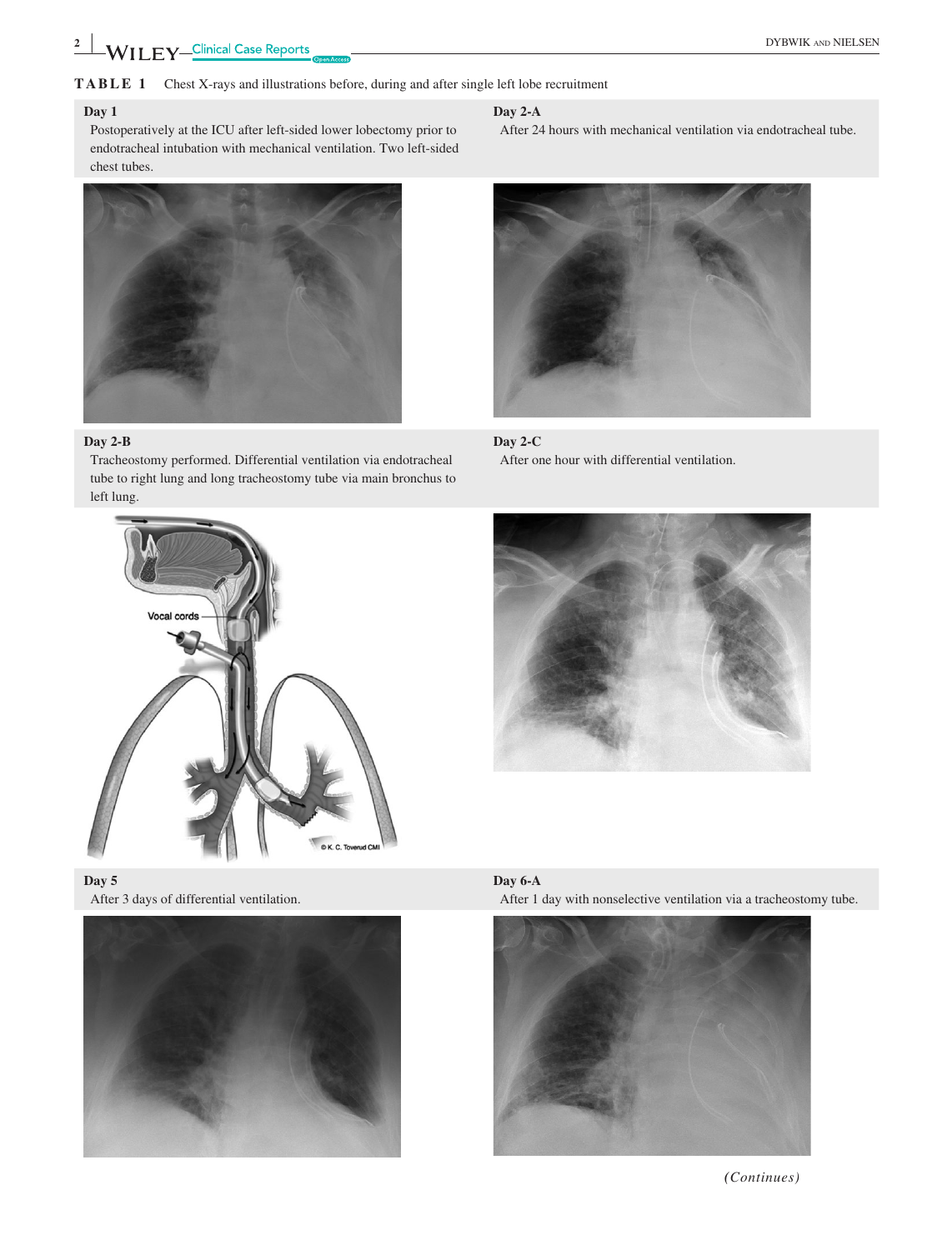**TABLE 1** Chest X-rays and illustrations before, during and after single left lobe recruitment

| Day 1 | Day 2-A |
| --- | --- |
| Postoperatively at the ICU after left-sided lower lobectomy prior to endotracheal intubation with mechanical ventilation. Two left-sided chest tubes. | After 24 hours with mechanical ventilation via endotracheal tube. |
| **Day 2-B** | **Day 2-C** |
| Tracheostomy performed. Differential ventilation via endotracheal tube to right lung and long tracheostomy tube via main bronchus to left lung. | After one hour with differential ventilation. |
| **Day 5** | **Day 6-A** |
| After 3 days of differential ventilation. | After 1 day with nonselective ventilation via a tracheostomy tube. |

*(Continues)*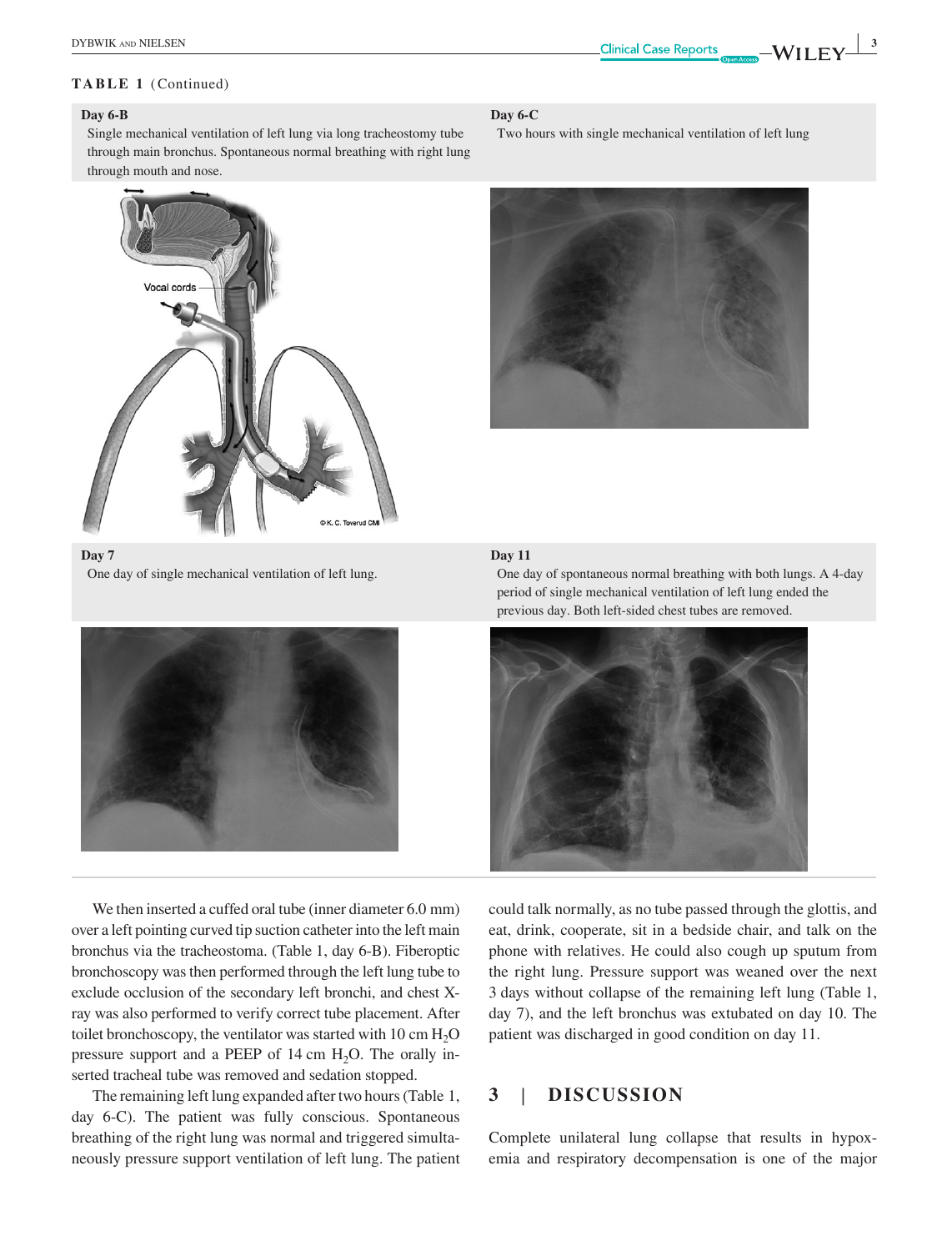**TABLE 1** (Continued)

| Day 6-B | Day 6-C |
|---|---|
| Single mechanical ventilation of left lung via long tracheostomy tube through main bronchus. Spontaneous normal breathing with right lung through mouth and nose. | Two hours with single mechanical ventilation of left lung |
| **Day 7** | **Day 11** |
| One day of single mechanical ventilation of left lung. | One day of spontaneous normal breathing with both lungs. A 4-day period of single mechanical ventilation of left lung ended the previous day. Both left-sided chest tubes are removed. |

We then inserted a cuffed oral tube (inner diameter 6.0 mm) over a left pointing curved tip suction catheter into the left main bronchus via the tracheostoma. (Table 1, day 6-B). Fiberoptic bronchoscopy was then performed through the left lung tube to exclude occlusion of the secondary left bronchi, and chest X-ray was also performed to verify correct tube placement. After toilet bronchoscopy, the ventilator was started with 10 cm $H_2O$ pressure support and a PEEP of 14 cm $H_2O$. The orally inserted tracheal tube was removed and sedation stopped.

The remaining left lung expanded after two hours (Table 1, day 6-C). The patient was fully conscious. Spontaneous breathing of the right lung was normal and triggered simultaneously pressure support ventilation of left lung. The patient could talk normally, as no tube passed through the glottis, and eat, drink, cooperate, sit in a bedside chair, and talk on the phone with relatives. He could also cough up sputum from the right lung. Pressure support was weaned over the next 3 days without collapse of the remaining left lung (Table 1, day 7), and the left bronchus was extubated on day 10. The patient was discharged in good condition on day 11.

## 3 | DISCUSSION

Complete unilateral lung collapse that results in hypoxemia and respiratory decompensation is one of the major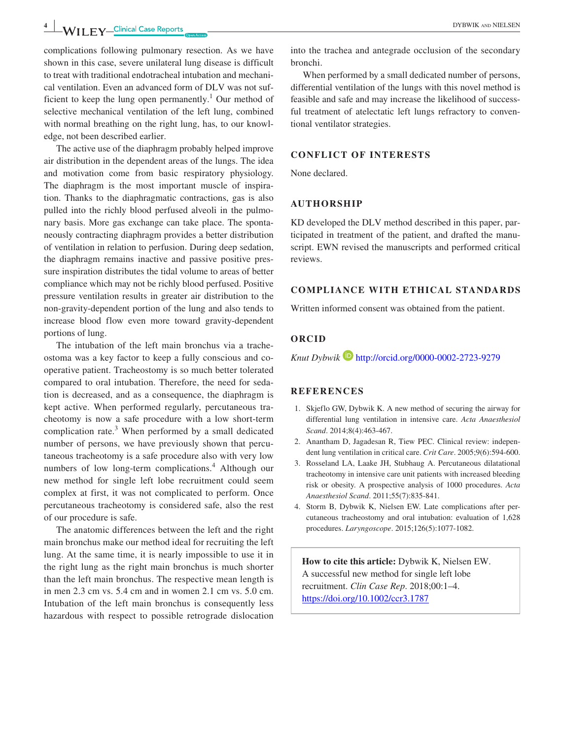complications following pulmonary resection. As we have shown in this case, severe unilateral lung disease is difficult to treat with traditional endotracheal intubation and mechanical ventilation. Even an advanced form of DLV was not sufficient to keep the lung open permanently.[1] Our method of selective mechanical ventilation of the left lung, combined with normal breathing on the right lung, has, to our knowledge, not been described earlier.

The active use of the diaphragm probably helped improve air distribution in the dependent areas of the lungs. The idea and motivation come from basic respiratory physiology. The diaphragm is the most important muscle of inspiration. Thanks to the diaphragmatic contractions, gas is also pulled into the richly blood perfused alveoli in the pulmonary basis. More gas exchange can take place. The spontaneously contracting diaphragm provides a better distribution of ventilation in relation to perfusion. During deep sedation, the diaphragm remains inactive and passive positive pressure inspiration distributes the tidal volume to areas of better compliance which may not be richly blood perfused. Positive pressure ventilation results in greater air distribution to the non-gravity-dependent portion of the lung and also tends to increase blood flow even more toward gravity-dependent portions of lung.

The intubation of the left main bronchus via a tracheostoma was a key factor to keep a fully conscious and cooperative patient. Tracheostomy is so much better tolerated compared to oral intubation. Therefore, the need for sedation is decreased, and as a consequence, the diaphragm is kept active. When performed regularly, percutaneous tracheotomy is now a safe procedure with a low short-term complication rate.[3] When performed by a small dedicated number of persons, we have previously shown that percutaneous tracheotomy is a safe procedure also with very low numbers of low long-term complications.[4] Although our new method for single left lobe recruitment could seem complex at first, it was not complicated to perform. Once percutaneous tracheotomy is considered safe, also the rest of our procedure is safe.

The anatomic differences between the left and the right main bronchus make our method ideal for recruiting the left lung. At the same time, it is nearly impossible to use it in the right lung as the right main bronchus is much shorter than the left main bronchus. The respective mean length is in men 2.3 cm vs. 5.4 cm and in women 2.1 cm vs. 5.0 cm. Intubation of the left main bronchus is consequently less hazardous with respect to possible retrograde dislocation into the trachea and antegrade occlusion of the secondary bronchi.

When performed by a small dedicated number of persons, differential ventilation of the lungs with this novel method is feasible and safe and may increase the likelihood of successful treatment of atelectatic left lungs refractory to conventional ventilator strategies.

## CONFLICT OF INTERESTS

None declared.

## AUTHORSHIP

KD developed the DLV method described in this paper, participated in treatment of the patient, and drafted the manuscript. EWN revised the manuscripts and performed critical reviews.

## COMPLIANCE WITH ETHICAL STANDARDS

Written informed consent was obtained from the patient.

## ORCID

*Knut Dybwik* http://orcid.org/0000-0002-2723-9279

## REFERENCES

1. Skjeflo GW, Dybwik K. A new method of securing the airway for differential lung ventilation in intensive care. *Acta Anaesthesiol Scand*. 2014;8(4):463-467.
2. Anantham D, Jagadesan R, Tiew PEC. Clinical review: independent lung ventilation in critical care. *Crit Care*. 2005;9(6):594-600.
3. Rosseland LA, Laake JH, Stubhaug A. Percutaneous dilatational tracheotomy in intensive care unit patients with increased bleeding risk or obesity. A prospective analysis of 1000 procedures. *Acta Anaesthesiol Scand*. 2011;55(7):835-841.
4. Storm B, Dybwik K, Nielsen EW. Late complications after percutaneous tracheostomy and oral intubation: evaluation of 1,628 procedures. *Laryngoscope*. 2015;126(5):1077-1082.

**How to cite this article:** Dybwik K, Nielsen EW. A successful new method for single left lobe recruitment. *Clin Case Rep*. 2018;00:1–4. https://doi.org/10.1002/ccr3.1787